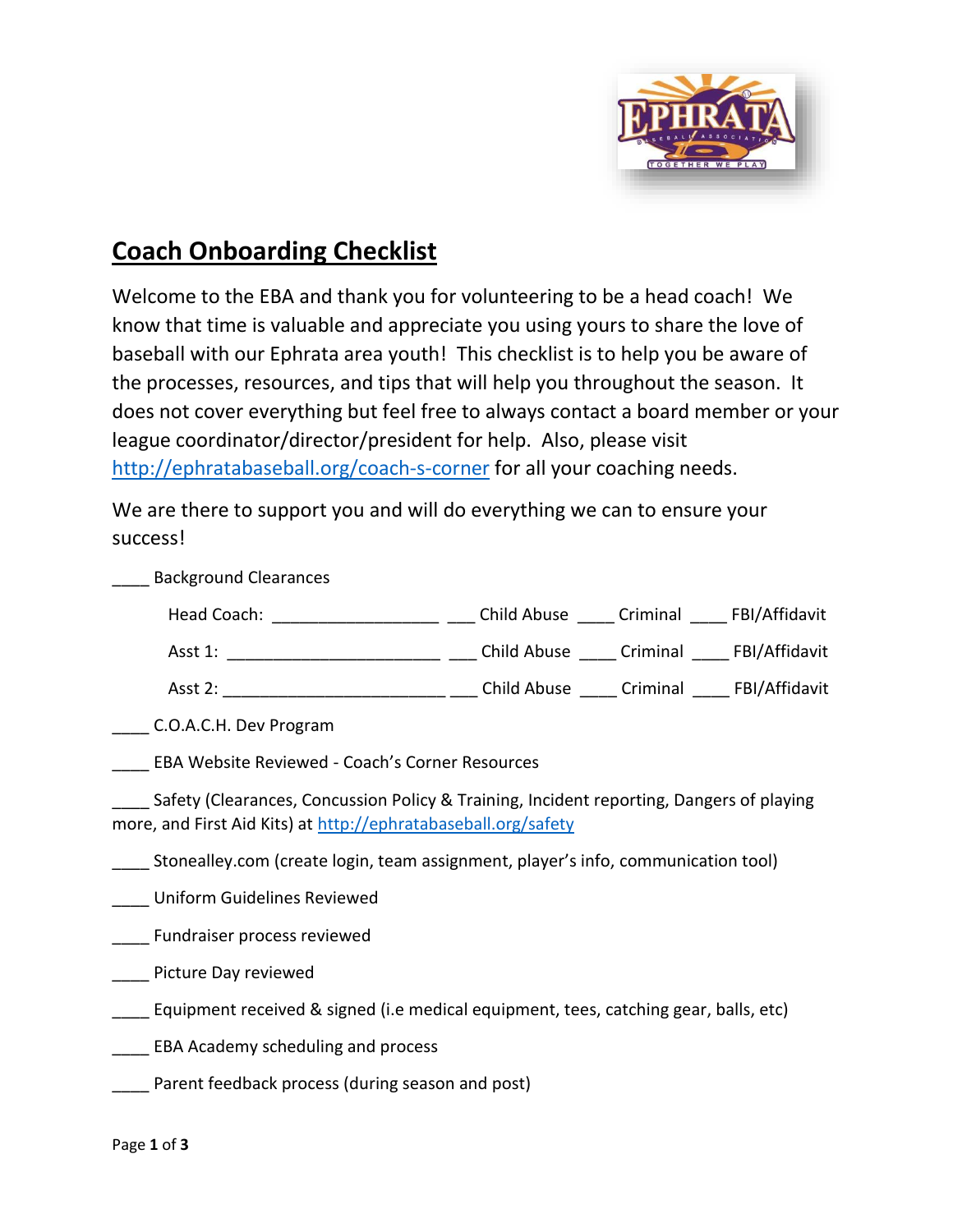# Coach Onboarding Checklist

Welcome to the EBA and thank you for volunteering to be a head coach! We know that time is valuable and appreciate you using yours to share the love of baseball with our Ephrata area youth! This checklist is to help you be aware of the processes, resources, and tips that will help you throughout the season. It does not cover everything but feel free to always contact a board member or your league coordinator/director/president for help. Also, please visit http://ephratabaseball.org/coach-s-corner for all your coaching needs.

We are there to support you and will do everything we can to ensure your success!

____ Background Clearances

Head Coach: __________________ ___ Child Abuse ____ Criminal ____ FBI/Affidavit

Asst 1: _______________________ ___ Child Abuse ____ Criminal ____ FBI/Affidavit

Asst 2: ________________________ ___ Child Abuse ____ Criminal ____ FBI/Affidavit

____ C.O.A.C.H. Dev Program

____ EBA Website Reviewed - Coach's Corner Resources

____ Safety (Clearances, Concussion Policy & Training, Incident reporting, Dangers of playing more, and First Aid Kits) at http://ephratabaseball.org/safety

____ Stonealley.com (create login, team assignment, player's info, communication tool)

____ Uniform Guidelines Reviewed

____ Fundraiser process reviewed

____ Picture Day reviewed

____ Equipment received & signed (i.e medical equipment, tees, catching gear, balls, etc)

____ EBA Academy scheduling and process

____ Parent feedback process (during season and post)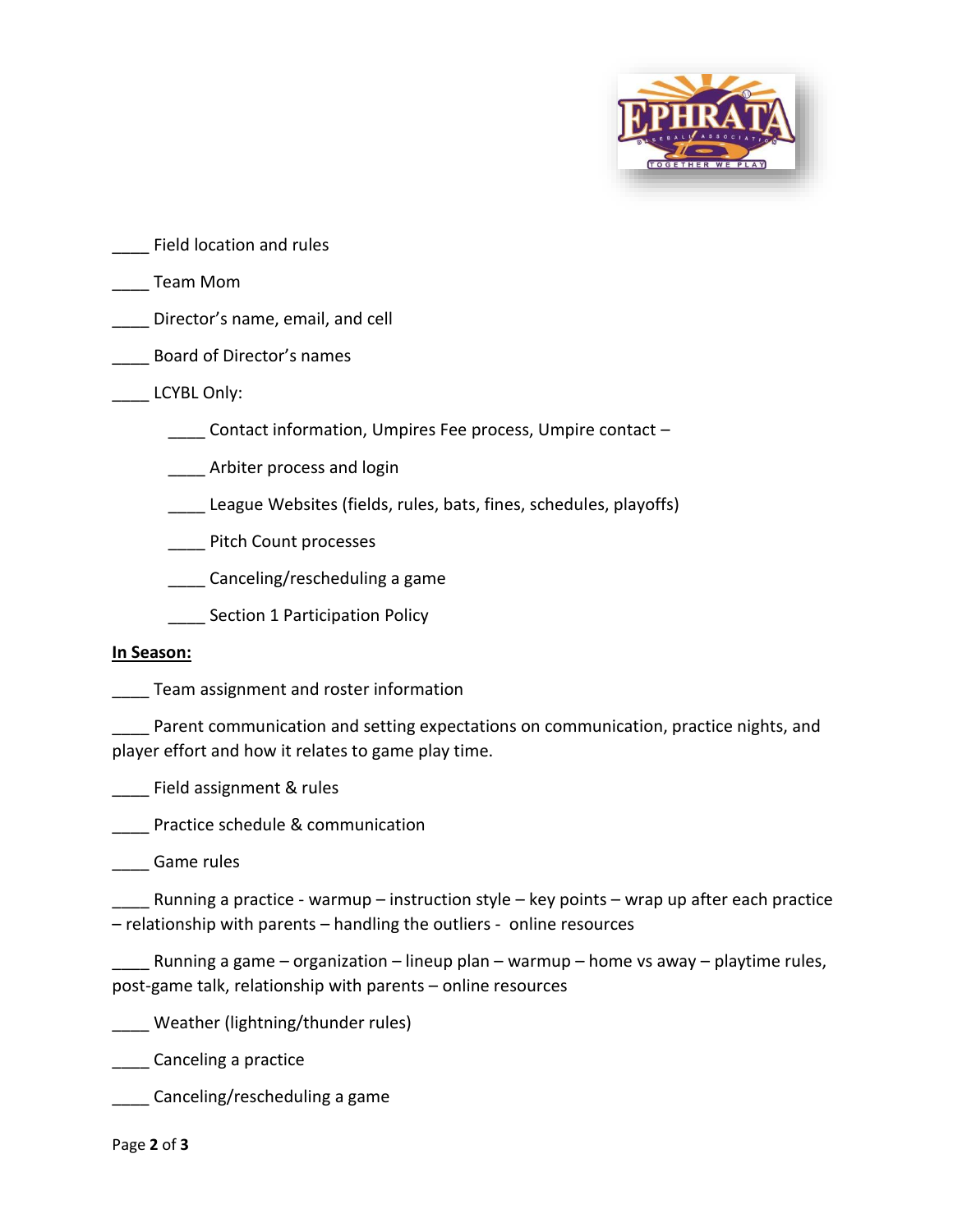____ Field location and rules

____ Team Mom

____ Director's name, email, and cell

____ Board of Director's names

____ LCYBL Only:

- ____ Contact information, Umpires Fee process, Umpire contact –
- ____ Arbiter process and login
- ____ League Websites (fields, rules, bats, fines, schedules, playoffs)
- ____ Pitch Count processes
- ____ Canceling/rescheduling a game
- ____ Section 1 Participation Policy

**In Season:**

____ Team assignment and roster information

____ Parent communication and setting expectations on communication, practice nights, and player effort and how it relates to game play time.

____ Field assignment & rules

____ Practice schedule & communication

____ Game rules

____ Running a practice - warmup – instruction style – key points – wrap up after each practice – relationship with parents – handling the outliers - online resources

____ Running a game – organization – lineup plan – warmup – home vs away – playtime rules, post-game talk, relationship with parents – online resources

____ Weather (lightning/thunder rules)

____ Canceling a practice

____ Canceling/rescheduling a game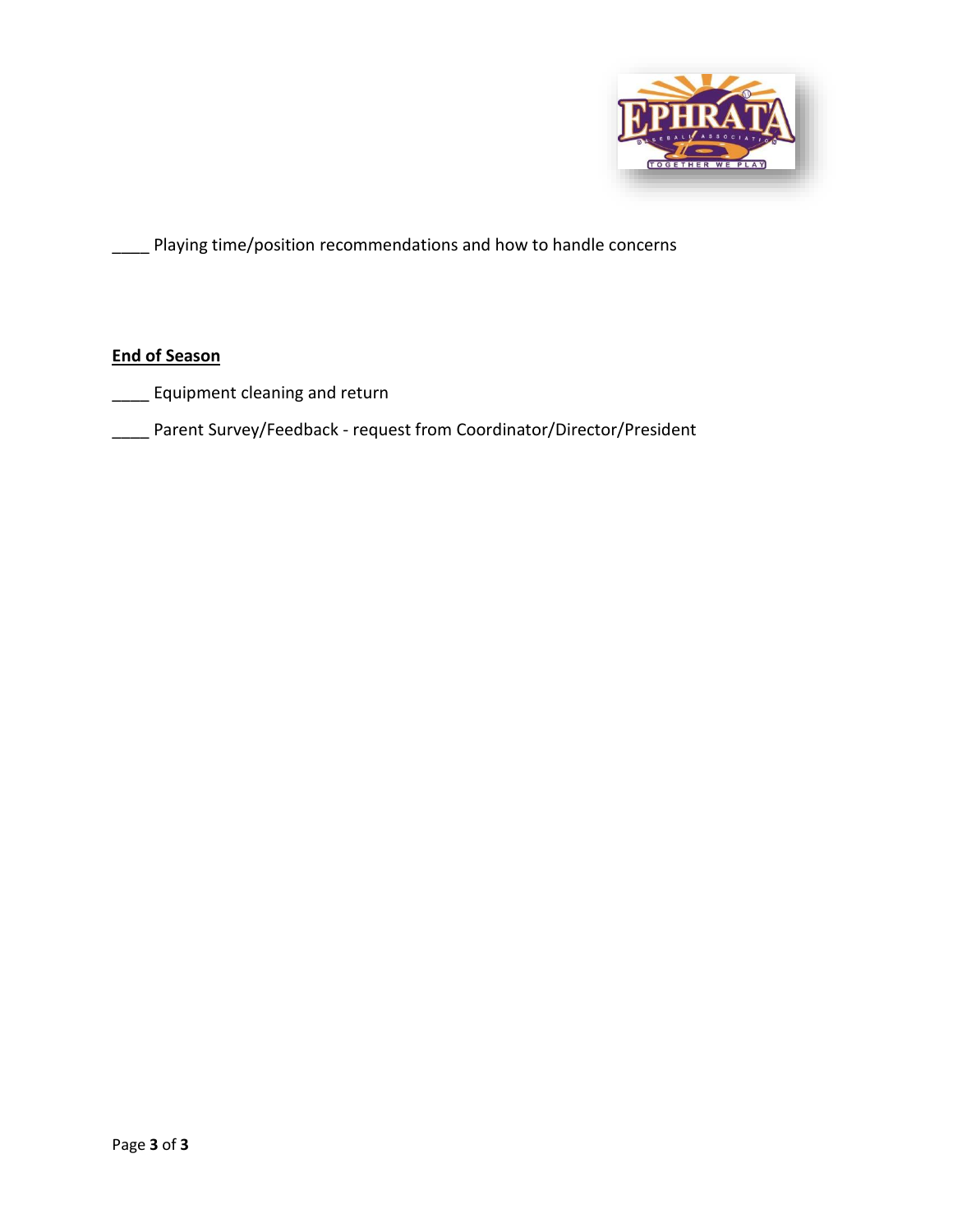____ Playing time/position recommendations and how to handle concerns

## End of Season

____ Equipment cleaning and return

____ Parent Survey/Feedback - request from Coordinator/Director/President